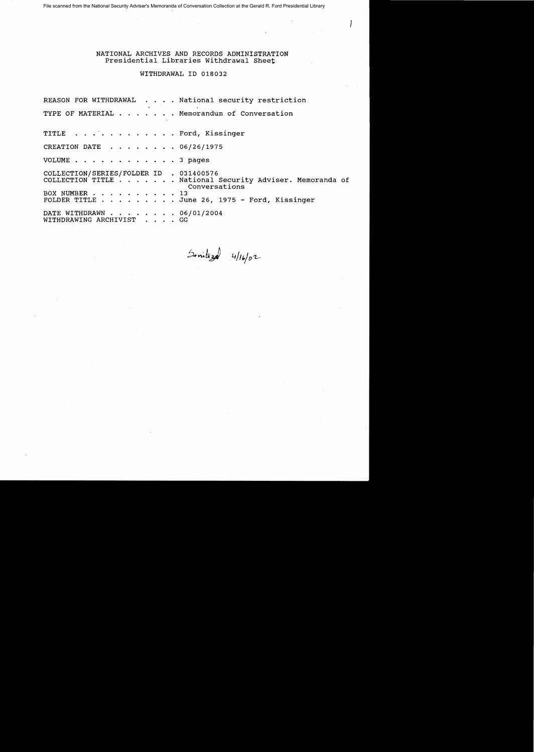File scanned from the National Security Adviser's Memoranda of Conversation Collection at the Gerald R. Ford Presidential Library

NATIONAL ARCHIVES AND RECORDS ADMINISTRATION
Presidential Libraries Withdrawal Sheet

WITHDRAWAL ID 018032

REASON FOR WITHDRAWAL . . . . National security restriction

TYPE OF MATERIAL . . . . . . . Memorandum of Conversation

TITLE . . . . . . . . . . . . Ford, Kissinger

CREATION DATE . . . . . . . . 06/26/1975

VOLUME . . . . . . . . . . . . 3 pages

COLLECTION/SERIES/FOLDER ID . 031400576
COLLECTION TITLE . . . . . . . National Security Adviser. Memoranda of Conversations
BOX NUMBER . . . . . . . . . . 13
FOLDER TITLE . . . . . . . . . June 26, 1975 - Ford, Kissinger

DATE WITHDRAWN . . . . . . . . 06/01/2004
WITHDRAWING ARCHIVIST . . . . GG

Sanitized 4/16/02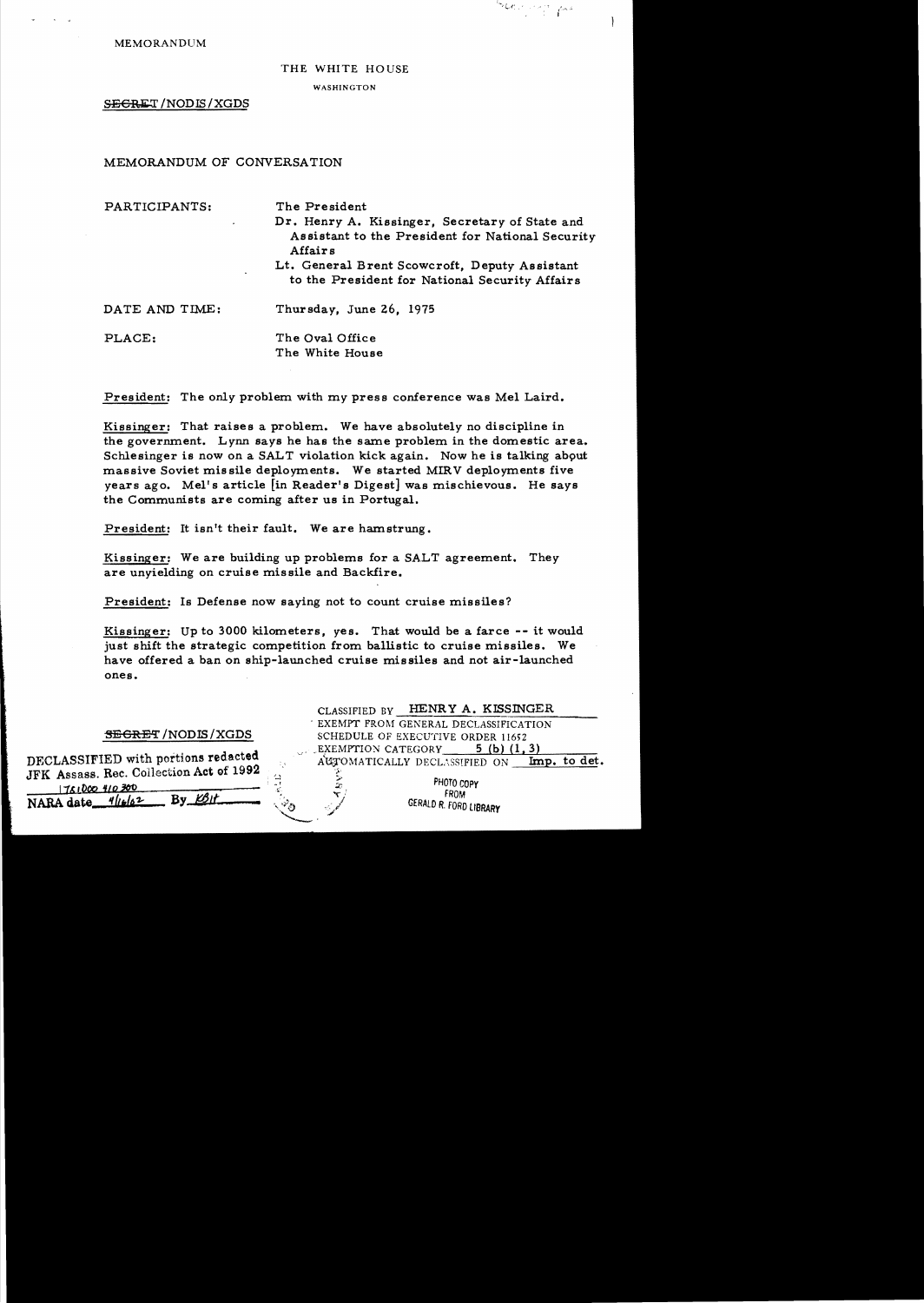MEMORANDUM

THE WHITE HOUSE

WASHINGTON

~~SECRET~~/NODIS/XGDS

MEMORANDUM OF CONVERSATION

PARTICIPANTS: The President

Dr. Henry A. Kissinger, Secretary of State and Assistant to the President for National Security Affairs

Lt. General Brent Scowcroft, Deputy Assistant to the President for National Security Affairs

DATE AND TIME: Thursday, June 26, 1975

PLACE: The Oval Office
The White House

President: The only problem with my press conference was Mel Laird.

Kissinger: That raises a problem. We have absolutely no discipline in the government. Lynn says he has the same problem in the domestic area. Schlesinger is now on a SALT violation kick again. Now he is talking about massive Soviet missile deployments. We started MIRV deployments five years ago. Mel's article [in Reader's Digest] was mischievous. He says the Communists are coming after us in Portugal.

President: It isn't their fault. We are hamstrung.

Kissinger: We are building up problems for a SALT agreement. They are unyielding on cruise missile and Backfire.

President: Is Defense now saying not to count cruise missiles?

Kissinger: Up to 3000 kilometers, yes. That would be a farce -- it would just shift the strategic competition from ballistic to cruise missiles. We have offered a ban on ship-launched cruise missiles and not air-launched ones.

~~SECRET~~/NODIS/XGDS

CLASSIFIED BY HENRY A. KISSINGER
EXEMPT FROM GENERAL DECLASSIFICATION
SCHEDULE OF EXECUTIVE ORDER 11652
EXEMPTION CATEGORY 5 (b) (1, 3)
AUTOMATICALLY DECLASSIFIED ON Imp. to det.

DECLASSIFIED with portions redacted
JFK Assass. Rec. Collection Act of 1992
176100 410 300
NARA date 4/16/02 By KBH

PHOTO COPY FROM GERALD R. FORD LIBRARY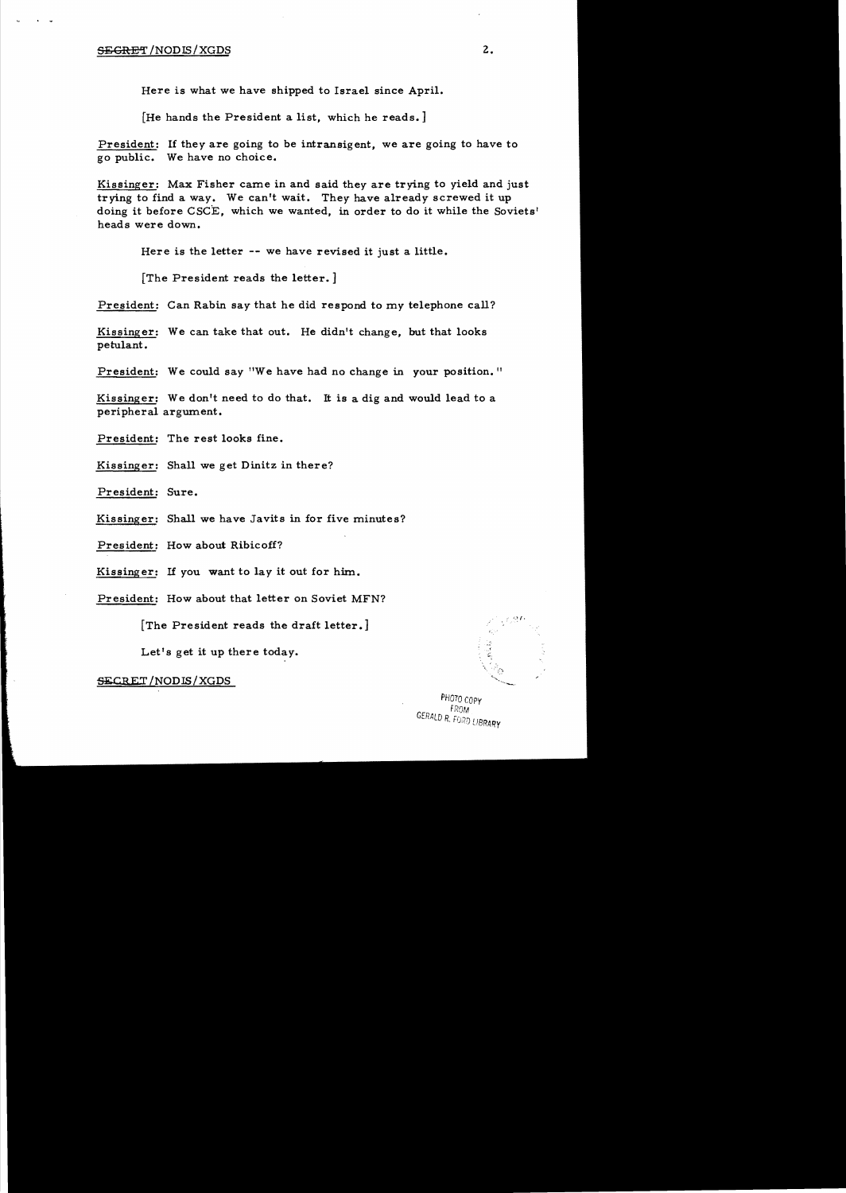Here is what we have shipped to Israel since April.

[He hands the President a list, which he reads.]

President: If they are going to be intransigent, we are going to have to go public. We have no choice.

Kissinger: Max Fisher came in and said they are trying to yield and just trying to find a way. We can't wait. They have already screwed it up doing it before CSCE, which we wanted, in order to do it while the Soviets' heads were down.

Here is the letter -- we have revised it just a little.

[The President reads the letter.]

President: Can Rabin say that he did respond to my telephone call?

Kissinger: We can take that out. He didn't change, but that looks petulant.

President: We could say "We have had no change in your position."

Kissinger: We don't need to do that. It is a dig and would lead to a peripheral argument.

President: The rest looks fine.

Kissinger: Shall we get Dinitz in there?

President: Sure.

Kissinger: Shall we have Javits in for five minutes?

President: How about Ribicoff?

Kissinger: If you want to lay it out for him.

President: How about that letter on Soviet MFN?

[The President reads the draft letter.]

Let's get it up there today.

SECRET/NODIS/XGDS

PHOTO COPY FROM GERALD R. FORD LIBRARY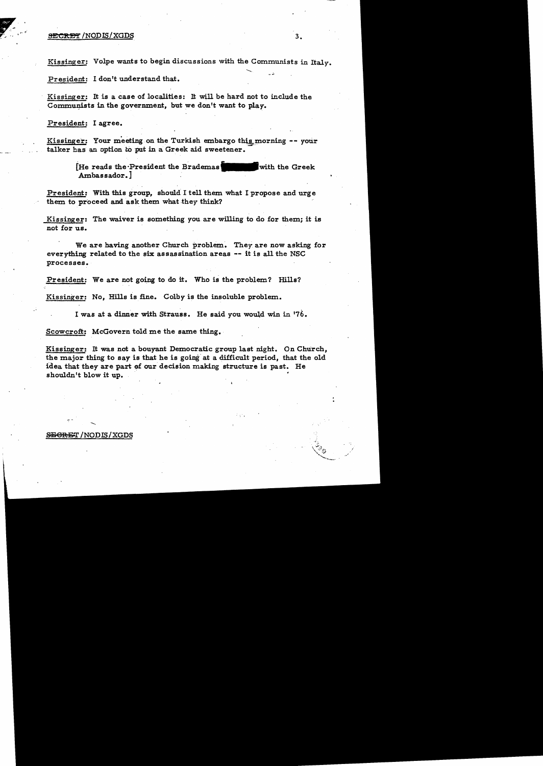Kissinger: Volpe wants to begin discussions with the Communists in Italy.

President: I don't understand that.

Kissinger: It is a case of localities: It will be hard not to include the Communists in the government, but we don't want to play.

President: I agree.

Kissinger: Your meeting on the Turkish embargo this morning -- your talker has an option to put in a Greek aid sweetener.

> [He reads the President the Brademas [redacted] with the Greek Ambassador.]

President: With this group, should I tell them what I propose and urge them to proceed and ask them what they think?

Kissinger: The waiver is something you are willing to do for them; it is not for us.

We are having another Church problem. They are now asking for everything related to the six assassination areas -- it is all the NSC processes.

President: We are not going to do it. Who is the problem? Hills?

Kissinger: No, Hills is fine. Colby is the insoluble problem.

I was at a dinner with Strauss. He said you would win in '76.

Scowcroft: McGovern told me the same thing.

Kissinger: It was not a bouyant Democratic group last night. On Church, the major thing to say is that he is going at a difficult period, that the old idea that they are part of our decision making structure is past. He shouldn't blow it up.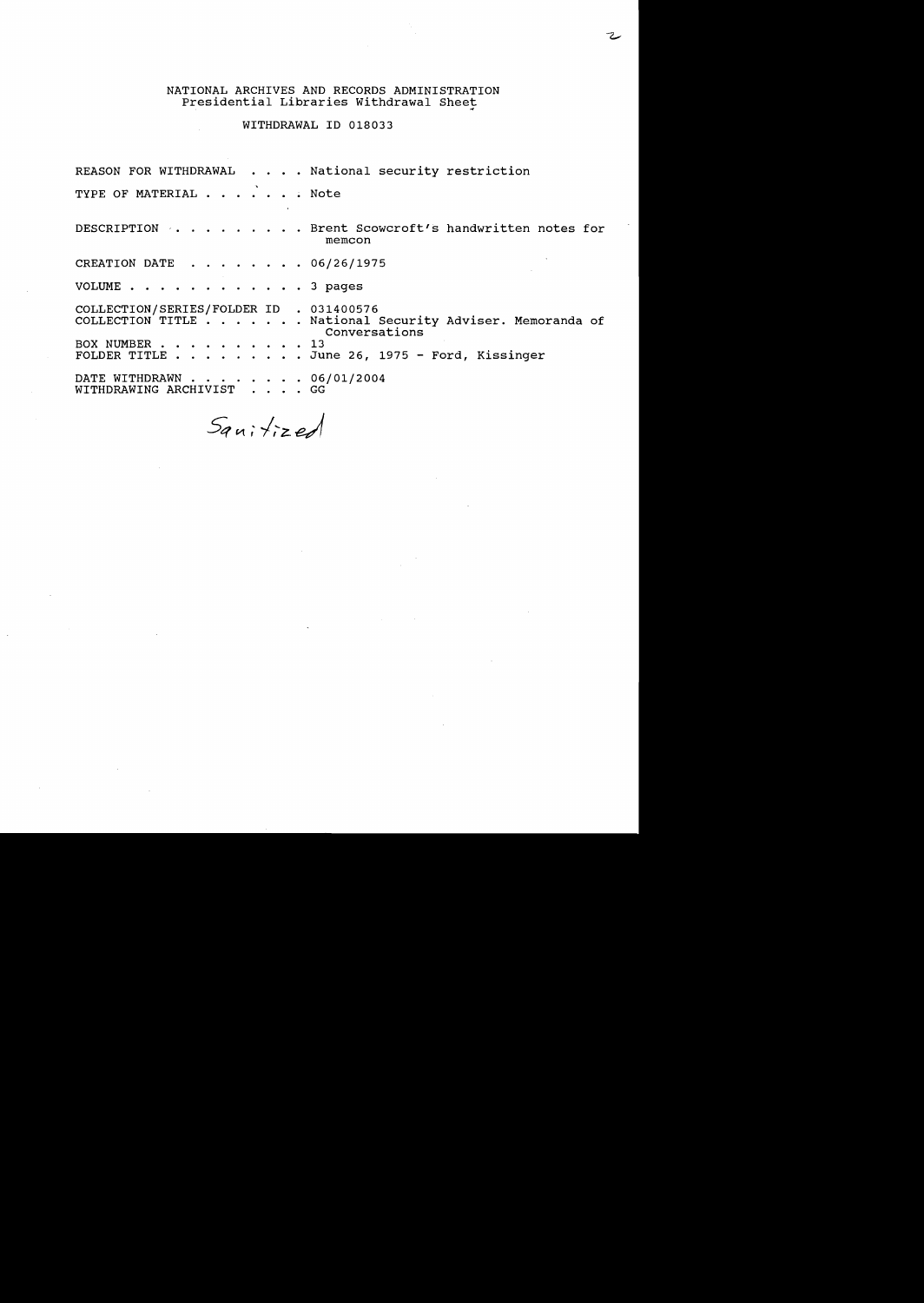NATIONAL ARCHIVES AND RECORDS ADMINISTRATION
Presidential Libraries Withdrawal Sheet

WITHDRAWAL ID 018033

REASON FOR WITHDRAWAL . . . . National security restriction

TYPE OF MATERIAL . . . . . . . Note

DESCRIPTION . . . . . . . . . Brent Scowcroft's handwritten notes for memcon

CREATION DATE . . . . . . . . 06/26/1975

VOLUME . . . . . . . . . . . . 3 pages

COLLECTION/SERIES/FOLDER ID . 031400576
COLLECTION TITLE . . . . . . . National Security Adviser. Memoranda of Conversations
BOX NUMBER . . . . . . . . . . 13
FOLDER TITLE . . . . . . . . . June 26, 1975 - Ford, Kissinger

DATE WITHDRAWN . . . . . . . . 06/01/2004
WITHDRAWING ARCHIVIST . . . . GG

Sanitized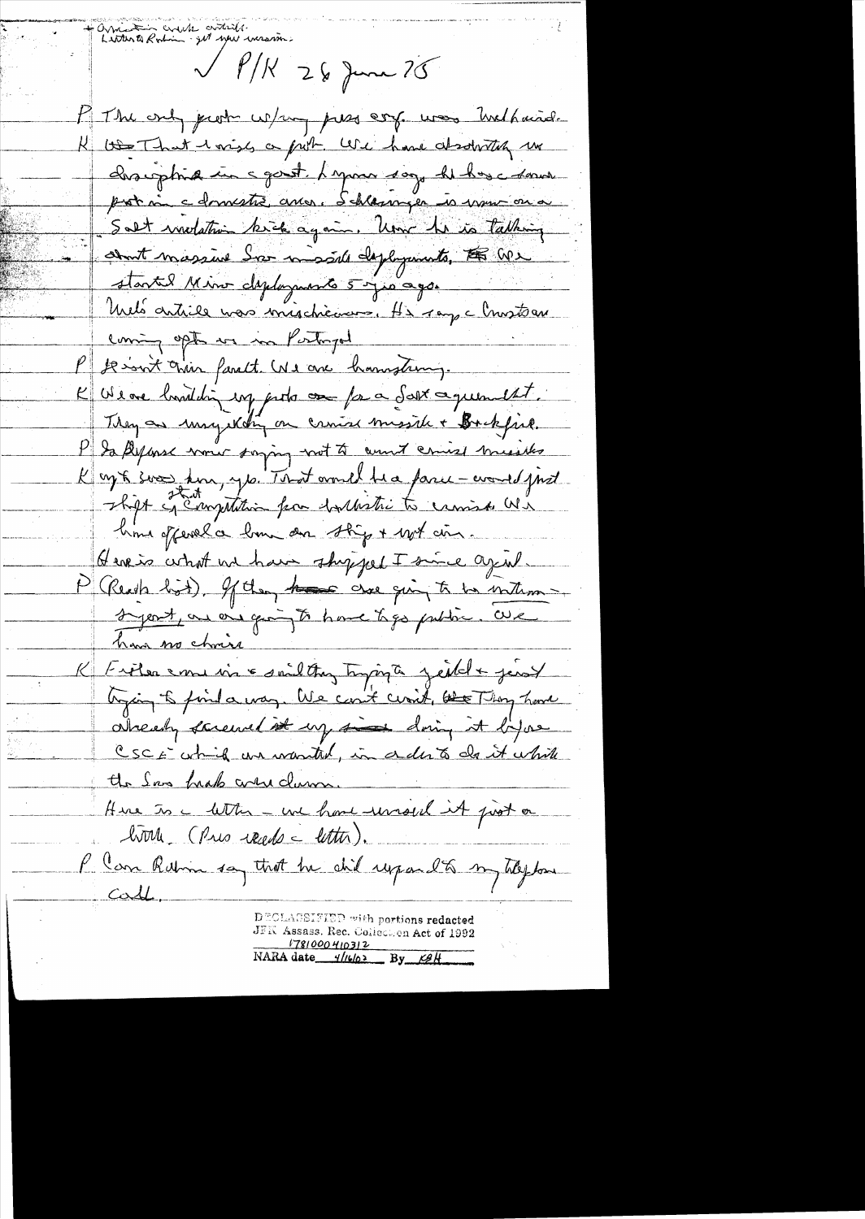+ Armstrong create article.
Letter to Rabin - get your version.

√ P/K 26 June 75

P The only problem w/my press conf. was Walhaid.

K That was a put. We have absolutely no discipline in c govt. Lynn says he has c same problem in c domestic area. Schlesinger is now on a Salt violation kick again. Now he is talking about massive Sov missile deployments. We started Minu deployments 5 yrs ago.

Mel's article was mischievous. He says c Christian coming out on in Portugal.

P It isn't their fault. We are hamstrung.

K We are building up proto for a Salt argument. They are insisting on cruise missile + Backfire.

P Is Defense now saying not to count cruise missiles.

K Ygs. I saw him, yes. That would be a farce – would just shift c 2nd competition from ballistic to cruise. We have offered a ban on ship + not air.

Here is what we have shipped I since April.

P (Reads list). If they are going to be intransigent, we are going to have to go public. We have no choice.

K Fisher came in c said they trying to yield + just trying to find a way. We can't wait. They have already screwed it up since doing it before CSCE which we wanted, in order to do it while the Sov heads are down.

Here is c letter – we have revised it just a little. (Pres reads c letter).

P Can Rabin say that he did respond to my telephone call.

DECLASSIFIED with portions redacted
JFK Assass. Rec. Collection Act of 1992
178100041031 2
NARA date 4/16/02 By KBH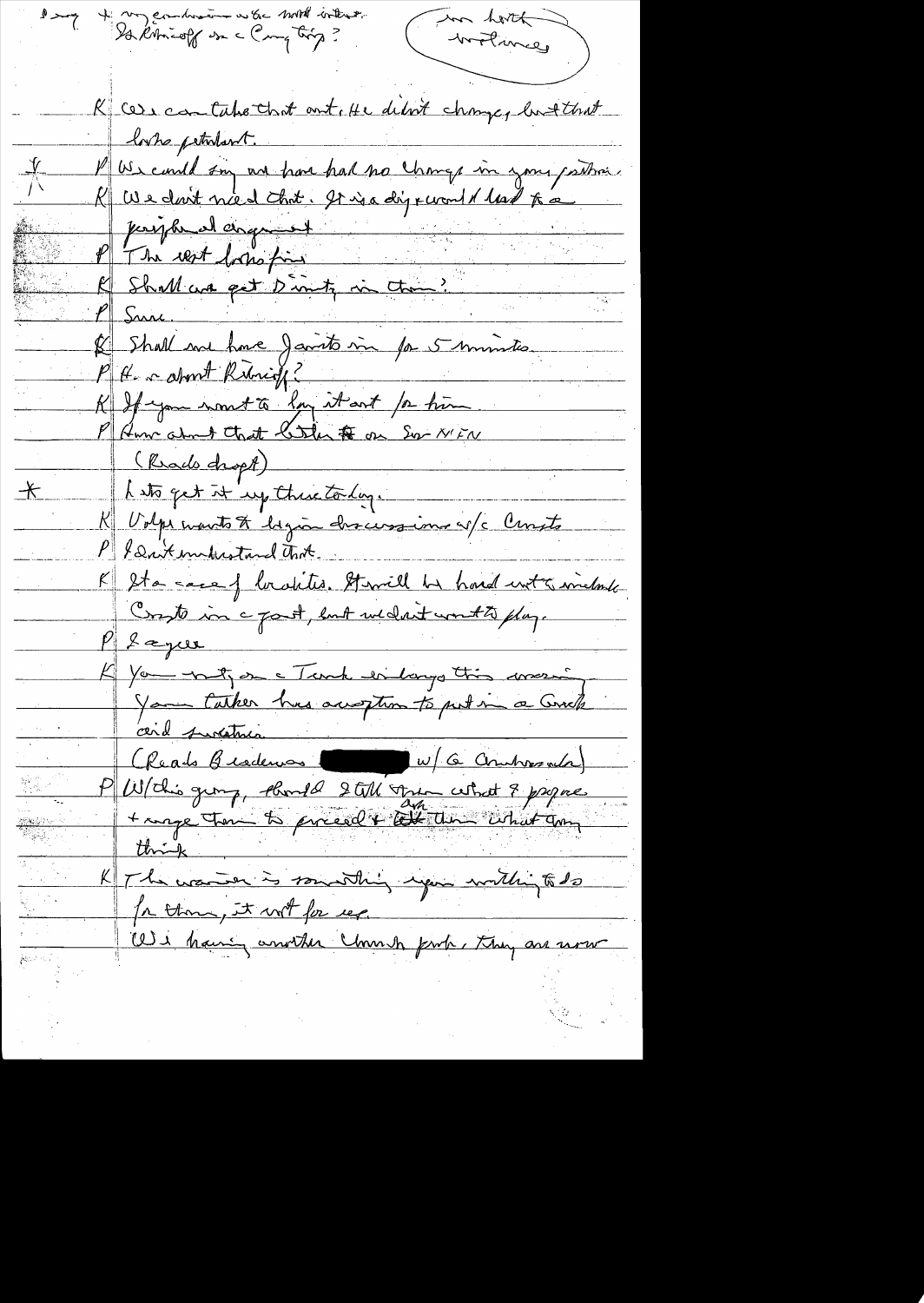I say + my conversation w/ the world interest. Is Kosygin on the Camp trip?

(in both instances)

K We can take that out. He didn't change, but that looks petulant.

P We could say we have had no change in your position.

K We don't need that. It is a dig & would lead to a peripheral argument

P The rest looks fine

K Shall we get Dinitz in then?

P Sure.

K Shall we have Javits in for 5 minutes.

P How about Ribicoff?

K If you want to lay it out for him

P How about that letter on Sov-MFN

(Reads draft)

Let's get it up there today.

K Volpe wants to begin discussions w/ Cunto

P I don't understand that.

K It's a case of locations. It will be hard not to include Cunto in a part, but we don't want to play.

P I agree

K You ~~went~~ to go on a Turk embargo this morning. Your talker has exception to put in a Greek aid situation.

(Reads Brademas [redacted] w/ G Ambassador)

P W/ this group, should I tell them what I propose & urge them to proceed & ask them what they think

K The waiver is something you're willing to do for them, it not for us.

We having another Church probe, they are now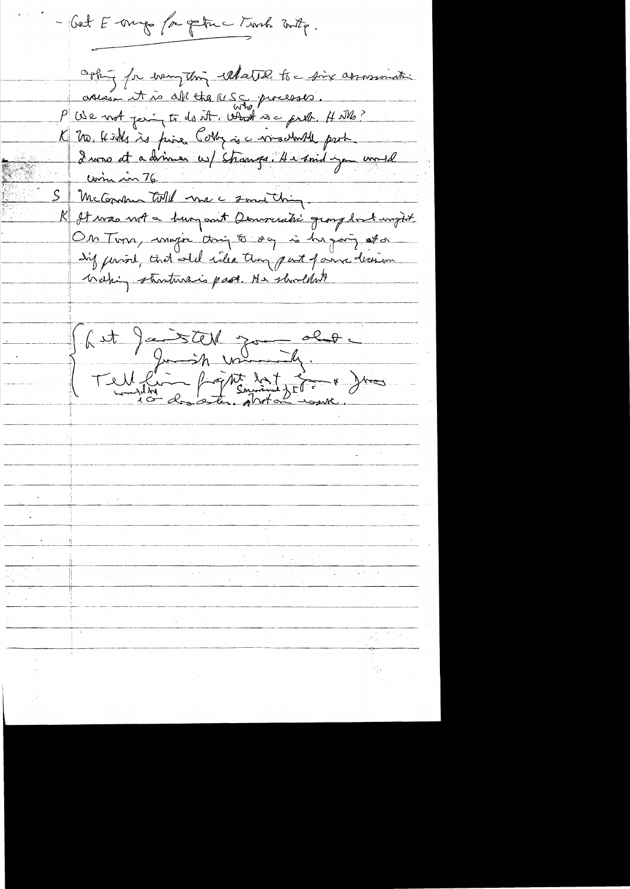- Get E-mngs for future Track Ldty.

Asking for every thing related to c fine assassination areas. It is all the NSC processes.

P We not going to do it. Who is a prob. H NBC?

K No. Hills is fine. Colby is a insoluble prob. I was at a dinner w/ Strangs. He said you could win in 76.

S McGovern told me c same thing.

K It was not a buoyant Democratic group last night. On Tom, major thing to say is he going at a dif period, that old idea thing part of a decision making structure is past. He shouldn't

{ Let Jim tell you about a Jewish community. Tell him fight but Schwimmer ? + Jim. 10 doctors. Abortion issue.